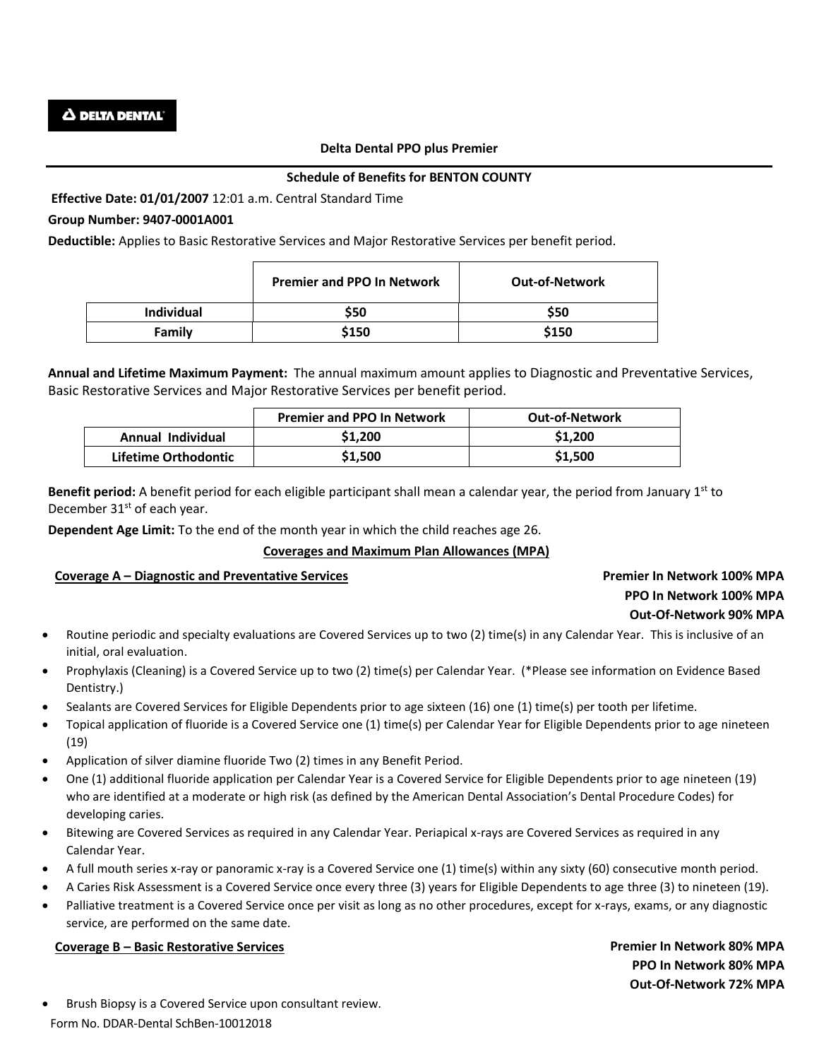**DELTA DENTAL**

**Delta Dental PPO plus Premier**

**Schedule of Benefits for BENTON COUNTY**

**Effective Date: 01/01/2007** 12:01 a.m. Central Standard Time

**Group Number: 9407-0001A001**

**Deductible:** Applies to Basic Restorative Services and Major Restorative Services per benefit period.

| | Premier and PPO In Network | Out-of-Network |
|---|---|---|
| **Individual** | **$50** | **$50** |
| **Family** | **$150** | **$150** |

**Annual and Lifetime Maximum Payment:** The annual maximum amount applies to Diagnostic and Preventative Services, Basic Restorative Services and Major Restorative Services per benefit period.

| | Premier and PPO In Network | Out-of-Network |
|---|---|---|
| **Annual Individual** | **$1,200** | **$1,200** |
| **Lifetime Orthodontic** | **$1,500** | **$1,500** |

**Benefit period:** A benefit period for each eligible participant shall mean a calendar year, the period from January 1st to December 31st of each year.

**Dependent Age Limit:** To the end of the month year in which the child reaches age 26.

**Coverages and Maximum Plan Allowances (MPA)**

**Coverage A – Diagnostic and Preventative Services**

**Premier In Network 100% MPA**
**PPO In Network 100% MPA**
**Out-Of-Network 90% MPA**

- Routine periodic and specialty evaluations are Covered Services up to two (2) time(s) in any Calendar Year. This is inclusive of an initial, oral evaluation.
- Prophylaxis (Cleaning) is a Covered Service up to two (2) time(s) per Calendar Year. (*Please see information on Evidence Based Dentistry.)
- Sealants are Covered Services for Eligible Dependents prior to age sixteen (16) one (1) time(s) per tooth per lifetime.
- Topical application of fluoride is a Covered Service one (1) time(s) per Calendar Year for Eligible Dependents prior to age nineteen (19)
- Application of silver diamine fluoride Two (2) times in any Benefit Period.
- One (1) additional fluoride application per Calendar Year is a Covered Service for Eligible Dependents prior to age nineteen (19) who are identified at a moderate or high risk (as defined by the American Dental Association's Dental Procedure Codes) for developing caries.
- Bitewing are Covered Services as required in any Calendar Year. Periapical x-rays are Covered Services as required in any Calendar Year.
- A full mouth series x-ray or panoramic x-ray is a Covered Service one (1) time(s) within any sixty (60) consecutive month period.
- A Caries Risk Assessment is a Covered Service once every three (3) years for Eligible Dependents to age three (3) to nineteen (19).
- Palliative treatment is a Covered Service once per visit as long as no other procedures, except for x-rays, exams, or any diagnostic service, are performed on the same date.

**Coverage B – Basic Restorative Services**

**Premier In Network 80% MPA**
**PPO In Network 80% MPA**
**Out-Of-Network 72% MPA**

- Brush Biopsy is a Covered Service upon consultant review.

Form No. DDAR-Dental SchBen-10012018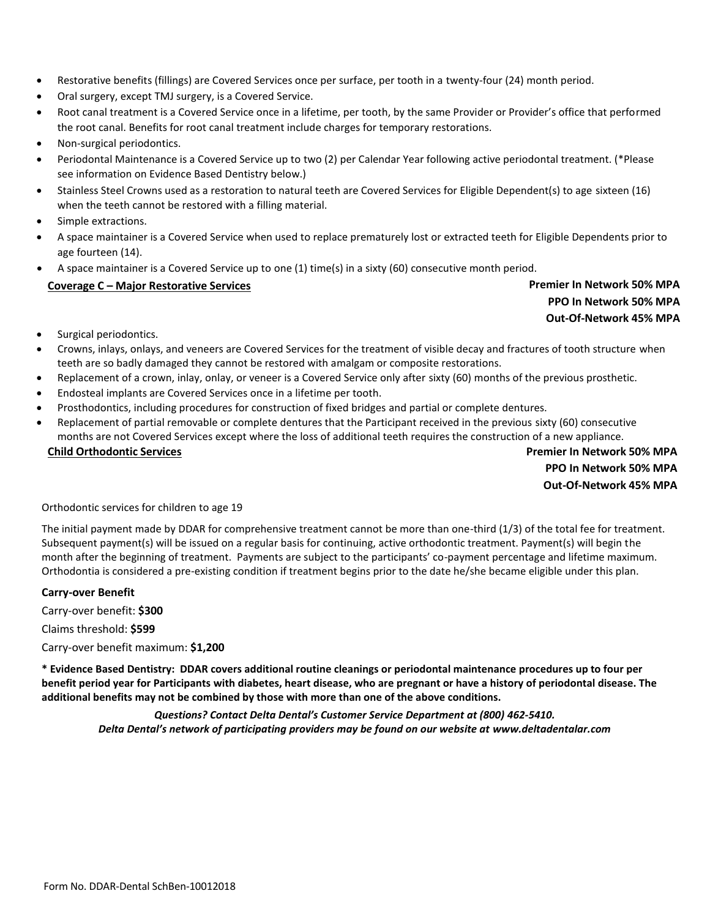- Restorative benefits (fillings) are Covered Services once per surface, per tooth in a twenty-four (24) month period.
- Oral surgery, except TMJ surgery, is a Covered Service.
- Root canal treatment is a Covered Service once in a lifetime, per tooth, by the same Provider or Provider's office that performed the root canal. Benefits for root canal treatment include charges for temporary restorations.
- Non-surgical periodontics.
- Periodontal Maintenance is a Covered Service up to two (2) per Calendar Year following active periodontal treatment. (*Please see information on Evidence Based Dentistry below.)
- Stainless Steel Crowns used as a restoration to natural teeth are Covered Services for Eligible Dependent(s) to age sixteen (16) when the teeth cannot be restored with a filling material.
- Simple extractions.
- A space maintainer is a Covered Service when used to replace prematurely lost or extracted teeth for Eligible Dependents prior to age fourteen (14).
- A space maintainer is a Covered Service up to one (1) time(s) in a sixty (60) consecutive month period.

**Coverage C – Major Restorative Services**

**Premier In Network 50% MPA**
**PPO In Network 50% MPA**
**Out-Of-Network 45% MPA**

- Surgical periodontics.
- Crowns, inlays, onlays, and veneers are Covered Services for the treatment of visible decay and fractures of tooth structure when teeth are so badly damaged they cannot be restored with amalgam or composite restorations.
- Replacement of a crown, inlay, onlay, or veneer is a Covered Service only after sixty (60) months of the previous prosthetic.
- Endosteal implants are Covered Services once in a lifetime per tooth.
- Prosthodontics, including procedures for construction of fixed bridges and partial or complete dentures.
- Replacement of partial removable or complete dentures that the Participant received in the previous sixty (60) consecutive months are not Covered Services except where the loss of additional teeth requires the construction of a new appliance.

**Child Orthodontic Services**

**Premier In Network 50% MPA**
**PPO In Network 50% MPA**
**Out-Of-Network 45% MPA**

Orthodontic services for children to age 19

The initial payment made by DDAR for comprehensive treatment cannot be more than one-third (1/3) of the total fee for treatment. Subsequent payment(s) will be issued on a regular basis for continuing, active orthodontic treatment. Payment(s) will begin the month after the beginning of treatment. Payments are subject to the participants' co-payment percentage and lifetime maximum. Orthodontia is considered a pre-existing condition if treatment begins prior to the date he/she became eligible under this plan.

**Carry-over Benefit**

Carry-over benefit: **$300**

Claims threshold: **$599**

Carry-over benefit maximum: **$1,200**

**\* Evidence Based Dentistry: DDAR covers additional routine cleanings or periodontal maintenance procedures up to four per benefit period year for Participants with diabetes, heart disease, who are pregnant or have a history of periodontal disease. The additional benefits may not be combined by those with more than one of the above conditions.**

***Questions? Contact Delta Dental's Customer Service Department at (800) 462-5410.***
***Delta Dental's network of participating providers may be found on our website at www.deltadentalar.com***

Form No. DDAR-Dental SchBen-10012018